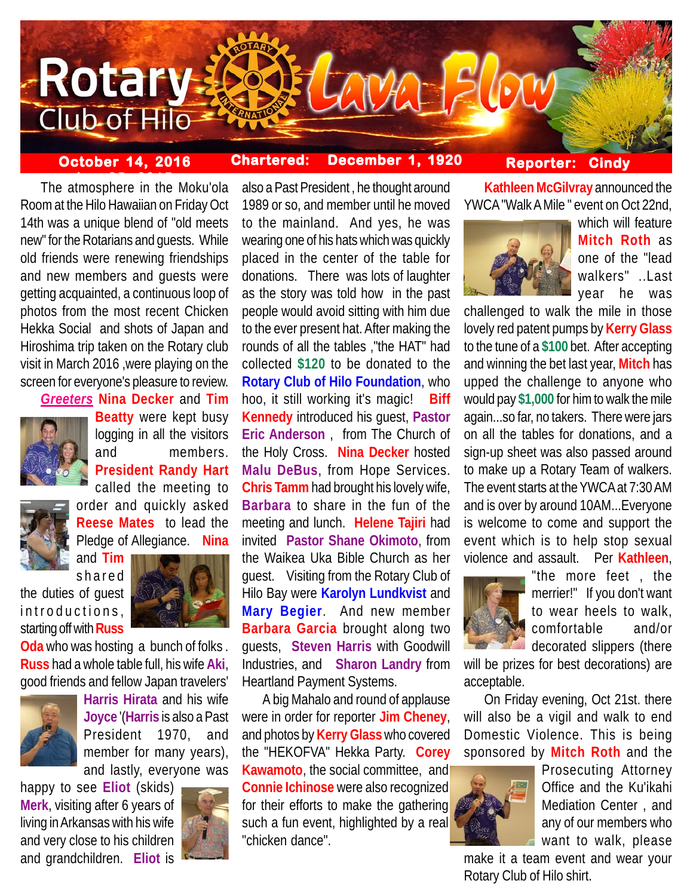# Rotary Club of Hilo — Lava Flow

**October 14, 2016** | **Chartered: December 1, 1920** | **Reporter: Cindy**

The atmosphere in the Moku'ola Room at the Hilo Hawaiian on Friday Oct 14th was a unique blend of "old meets new" for the Rotarians and guests. While old friends were renewing friendships and new members and guests were getting acquainted, a continuous loop of photos from the most recent Chicken Hekka Social and shots of Japan and Hiroshima trip taken on the Rotary club visit in March 2016 ,were playing on the screen for everyone's pleasure to review.

*Greeters* **Nina Decker** and **Tim Beatty** were kept busy logging in all the visitors and members. **President Randy Hart** called the meeting to order and quickly asked **Reese Mates** to lead the Pledge of Allegiance. **Nina** and **Tim** shared the duties of guest introductions, starting off with **Russ Oda** who was hosting a bunch of folks . **Russ** had a whole table full, his wife **Aki**, good friends and fellow Japan travelers' **Harris Hirata** and his wife **Joyce** '(**Harris** is also a Past President 1970, and member for many years), and lastly, everyone was happy to see **Eliot** (skids) **Merk**, visiting after 6 years of living in Arkansas with his wife and very close to his children and grandchildren. **Eliot** is also a Past President , he thought around 1989 or so, and member until he moved to the mainland. And yes, he was wearing one of his hats which was quickly placed in the center of the table for donations. There was lots of laughter as the story was told how in the past people would avoid sitting with him due to the ever present hat. After making the rounds of all the tables ,"the HAT" had collected **$120** to be donated to the **Rotary Club of Hilo Foundation**, who hoo, it still working it's magic! **Biff Kennedy** introduced his guest, **Pastor Eric Anderson** , from The Church of the Holy Cross. **Nina Decker** hosted **Malu DeBus**, from Hope Services. **Chris Tamm** had brought his lovely wife, **Barbara** to share in the fun of the meeting and lunch. **Helene Tajiri** had invited **Pastor Shane Okimoto**, from the Waikea Uka Bible Church as her guest. Visiting from the Rotary Club of Hilo Bay were **Karolyn Lundkvist** and **Mary Begier**. And new member **Barbara Garcia** brought along two guests, **Steven Harris** with Goodwill Industries, and **Sharon Landry** from Heartland Payment Systems.

A big Mahalo and round of applause were in order for reporter **Jim Cheney**, and photos by **Kerry Glass** who covered the "HEKOFVA" Hekka Party. **Corey Kawamoto**, the social committee, and **Connie Ichinose** were also recognized for their efforts to make the gathering such a fun event, highlighted by a real "chicken dance".

**Kathleen McGilvray** announced the YWCA "Walk A Mile " event on Oct 22nd, which will feature **Mitch Roth** as one of the "lead walkers" ..Last year he was challenged to walk the mile in those lovely red patent pumps by **Kerry Glass** to the tune of a **$100** bet. After accepting and winning the bet last year, **Mitch** has upped the challenge to anyone who would pay **$1,000** for him to walk the mile again...so far, no takers. There were jars on all the tables for donations, and a sign-up sheet was also passed around to make up a Rotary Team of walkers. The event starts at the YWCA at 7:30 AM and is over by around 10AM...Everyone is welcome to come and support the event which is to help stop sexual violence and assault. Per **Kathleen**, "the more feet , the merrier!" If you don't want to wear heels to walk, comfortable and/or decorated slippers (there will be prizes for best decorations) are acceptable.

On Friday evening, Oct 21st. there will also be a vigil and walk to end Domestic Violence. This is being sponsored by **Mitch Roth** and the Prosecuting Attorney Office and the Ku'ikahi Mediation Center , and any of our members who want to walk, please make it a team event and wear your Rotary Club of Hilo shirt.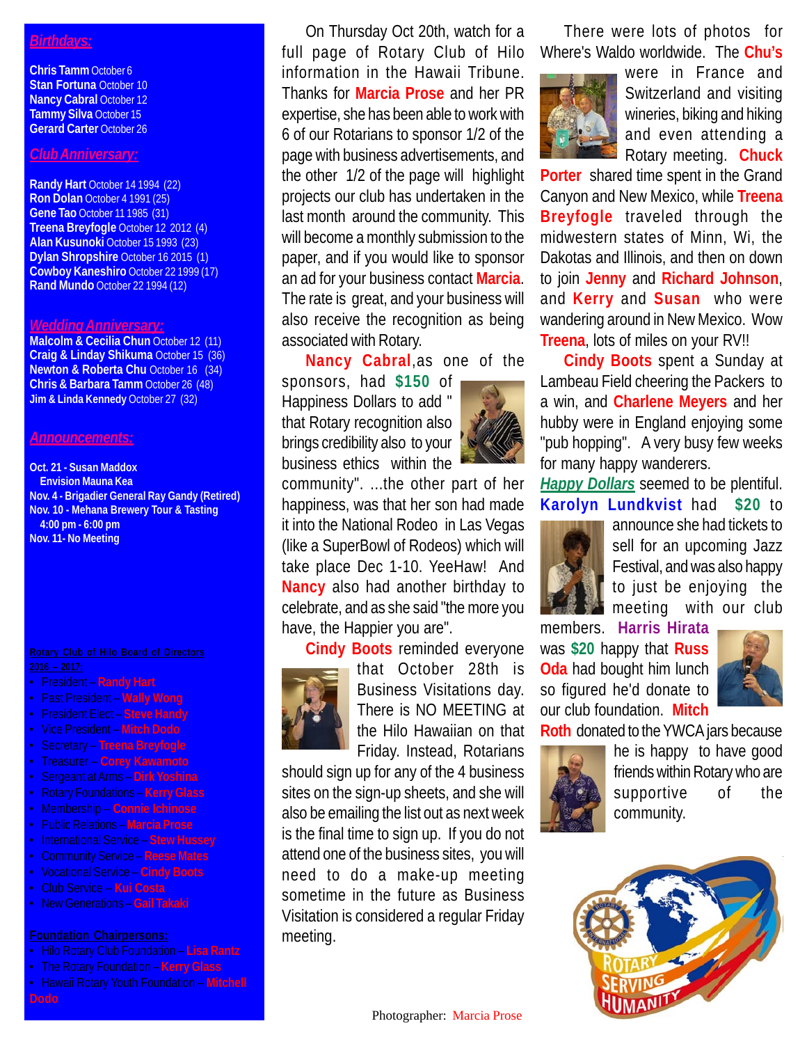## Birthdays:

**Chris Tamm** October 6
**Stan Fortuna** October 10
**Nancy Cabral** October 12
**Tammy Silva** October 15
**Gerard Carter** October 26

## Club Anniversary:

**Randy Hart** October 14 1994 (22)
**Ron Dolan** October 4 1991 (25)
**Gene Tao** October 11 1985 (31)
**Treena Breyfogle** October 12 2012 (4)
**Alan Kusunoki** October 15 1993 (23)
**Dylan Shropshire** October 16 2015 (1)
**Cowboy Kaneshiro** October 22 1999 (17)
**Rand Mundo** October 22 1994 (12)

## Wedding Anniversary:

**Malcolm & Cecilia Chun** October 12 (11)
**Craig & Linday Shikuma** October 15 (36)
**Newton & Roberta Chu** October 16 (34)
**Chris & Barbara Tamm** October 26 (48)
**Jim & Linda Kennedy** October 27 (32)

## Announcements:

**Oct. 21 - Susan Maddox**
**Envision Mauna Kea**
**Nov. 4 - Brigadier General Ray Gandy (Retired)**
**Nov. 10 - Mehana Brewery Tour & Tasting**
**4:00 pm - 6:00 pm**
**Nov. 11- No Meeting**

**Rotary Club of Hilo Board of Directors**
**2016 – 2017:**

- President – **Randy Hart**
- Past President – **Wally Wong**
- President Elect – **Steve Handy**
- Vice President – **Mitch Dodo**
- Secretary – **Treena Breyfogle**
- Treasurer – **Corey Kawamoto**
- Sergeant at Arms – **Dirk Yoshina**
- Rotary Foundations – **Kerry Glass**
- Membership – **Connie Ichinose**
- Public Relations – **Marcia Prose**
- International Service – **Stew Hussey**
- Community Service – **Reese Mates**
- Vocational Service – **Cindy Boots**
- Club Service – **Kui Costa**
- New Generations – **Gail Takaki**

**Foundation Chairpersons:**

- Hilo Rotary Club Foundation – **Lisa Rantz**
- The Rotary Foundation – **Kerry Glass**
- Hawaii Rotary Youth Foundation – **Mitchell Dodo**

On Thursday Oct 20th, watch for a full page of Rotary Club of Hilo information in the Hawaii Tribune. Thanks for **Marcia Prose** and her PR expertise, she has been able to work with 6 of our Rotarians to sponsor 1/2 of the page with business advertisements, and the other 1/2 of the page will highlight projects our club has undertaken in the last month around the community. This will become a monthly submission to the paper, and if you would like to sponsor an ad for your business contact **Marcia**. The rate is great, and your business will also receive the recognition as being associated with Rotary.

**Nancy Cabral**, as one of the sponsors, had **$150** of Happiness Dollars to add " that Rotary recognition also brings credibility also to your business ethics within the community". ...the other part of her happiness, was that her son had made it into the National Rodeo in Las Vegas (like a SuperBowl of Rodeos) which will take place Dec 1-10. YeeHaw! And **Nancy** also had another birthday to celebrate, and as she said "the more you have, the Happier you are".

**Cindy Boots** reminded everyone that October 28th is Business Visitations day. There is NO MEETING at the Hilo Hawaiian on that Friday. Instead, Rotarians should sign up for any of the 4 business sites on the sign-up sheets, and she will also be emailing the list out as next week is the final time to sign up. If you do not attend one of the business sites, you will need to do a make-up meeting sometime in the future as Business Visitation is considered a regular Friday meeting.

There were lots of photos for Where's Waldo worldwide. The **Chu's** were in France and Switzerland and visiting wineries, biking and hiking and even attending a Rotary meeting. **Chuck Porter** shared time spent in the Grand Canyon and New Mexico, while **Treena Breyfogle** traveled through the midwestern states of Minn, Wi, the Dakotas and Illinois, and then on down to join **Jenny** and **Richard Johnson**, and **Kerry** and **Susan** who were wandering around in New Mexico. Wow **Treena**, lots of miles on your RV!!

**Cindy Boots** spent a Sunday at Lambeau Field cheering the Packers to a win, and **Charlene Meyers** and her hubby were in England enjoying some "pub hopping". A very busy few weeks for many happy wanderers.

***Happy Dollars*** seemed to be plentiful. **Karolyn Lundkvist** had **$20** to announce she had tickets to sell for an upcoming Jazz Festival, and was also happy to just be enjoying the meeting with our club members. **Harris Hirata** was **$20** happy that **Russ Oda** had bought him lunch so figured he'd donate to our club foundation. **Mitch Roth** donated to the YWCA jars because he is happy to have good friends within Rotary who are supportive of the community.

Photographer: Marcia Prose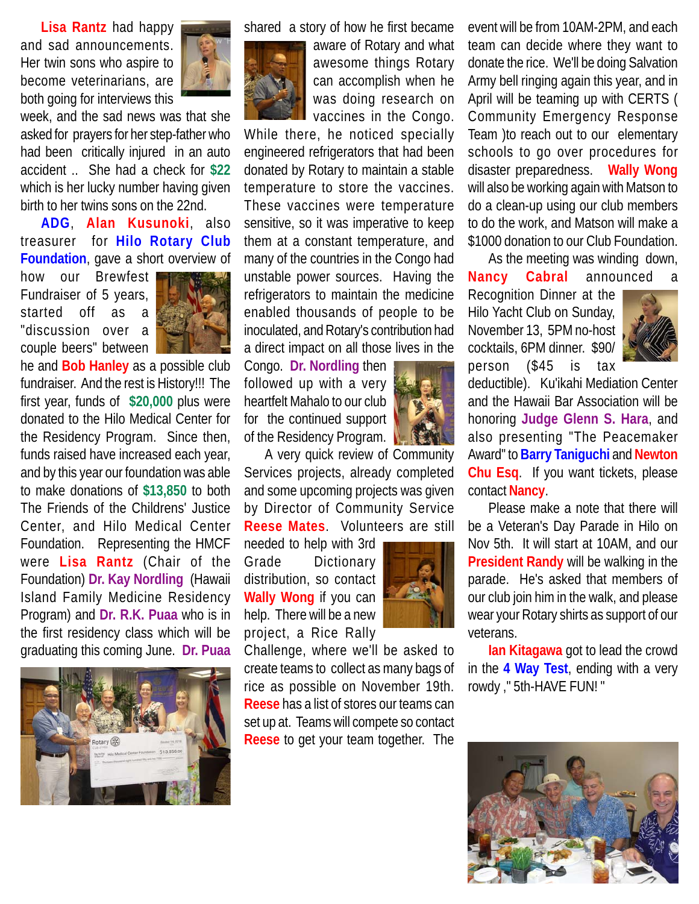**Lisa Rantz** had happy and sad announcements. Her twin sons who aspire to become veterinarians, are both going for interviews this week, and the sad news was that she asked for prayers for her step-father who had been critically injured in an auto accident .. She had a check for **$22** which is her lucky number having given birth to her twins sons on the 22nd.

**ADG**, **Alan Kusunoki**, also treasurer for **Hilo Rotary Club Foundation**, gave a short overview of how our Brewfest Fundraiser of 5 years, started off as a "discussion over a couple beers" between he and **Bob Hanley** as a possible club fundraiser. And the rest is History!!! The first year, funds of **$20,000** plus were donated to the Hilo Medical Center for the Residency Program. Since then, funds raised have increased each year, and by this year our foundation was able to make donations of **$13,850** to both The Friends of the Childrens' Justice Center, and Hilo Medical Center Foundation. Representing the HMCF were **Lisa Rantz** (Chair of the Foundation) **Dr. Kay Nordling** (Hawaii Island Family Medicine Residency Program) and **Dr. R.K. Puaa** who is in the first residency class which will be graduating this coming June. **Dr. Puaa** shared a story of how he first became aware of Rotary and what awesome things Rotary can accomplish when he was doing research on vaccines in the Congo. While there, he noticed specially engineered refrigerators that had been donated by Rotary to maintain a stable temperature to store the vaccines. These vaccines were temperature sensitive, so it was imperative to keep them at a constant temperature, and many of the countries in the Congo had unstable power sources. Having the refrigerators to maintain the medicine enabled thousands of people to be inoculated, and Rotary's contribution had a direct impact on all those lives in the Congo. **Dr. Nordling** then followed up with a very heartfelt Mahalo to our club for the continued support of the Residency Program.

A very quick review of Community Services projects, already completed and some upcoming projects was given by Director of Community Service **Reese Mates**. Volunteers are still needed to help with 3rd Grade Dictionary distribution, so contact **Wally Wong** if you can help. There will be a new project, a Rice Rally Challenge, where we'll be asked to create teams to collect as many bags of rice as possible on November 19th. **Reese** has a list of stores our teams can set up at. Teams will compete so contact **Reese** to get your team together. The event will be from 10AM-2PM, and each team can decide where they want to donate the rice. We'll be doing Salvation Army bell ringing again this year, and in April will be teaming up with CERTS ( Community Emergency Response Team )to reach out to our elementary schools to go over procedures for disaster preparedness. **Wally Wong** will also be working again with Matson to do a clean-up using our club members to do the work, and Matson will make a $1000 donation to our Club Foundation.

As the meeting was winding down, **Nancy Cabral** announced a Recognition Dinner at the Hilo Yacht Club on Sunday, November 13, 5PM no-host cocktails, 6PM dinner. $90/ person ($45 is tax deductible). Ku'ikahi Mediation Center and the Hawaii Bar Association will be honoring **Judge Glenn S. Hara**, and also presenting "The Peacemaker Award" to **Barry Taniguchi** and **Newton Chu Esq**. If you want tickets, please contact **Nancy**.

Please make a note that there will be a Veteran's Day Parade in Hilo on Nov 5th. It will start at 10AM, and our **President Randy** will be walking in the parade. He's asked that members of our club join him in the walk, and please wear your Rotary shirts as support of our veterans.

**Ian Kitagawa** got to lead the crowd in the **4 Way Test**, ending with a very rowdy ," 5th-HAVE FUN! "